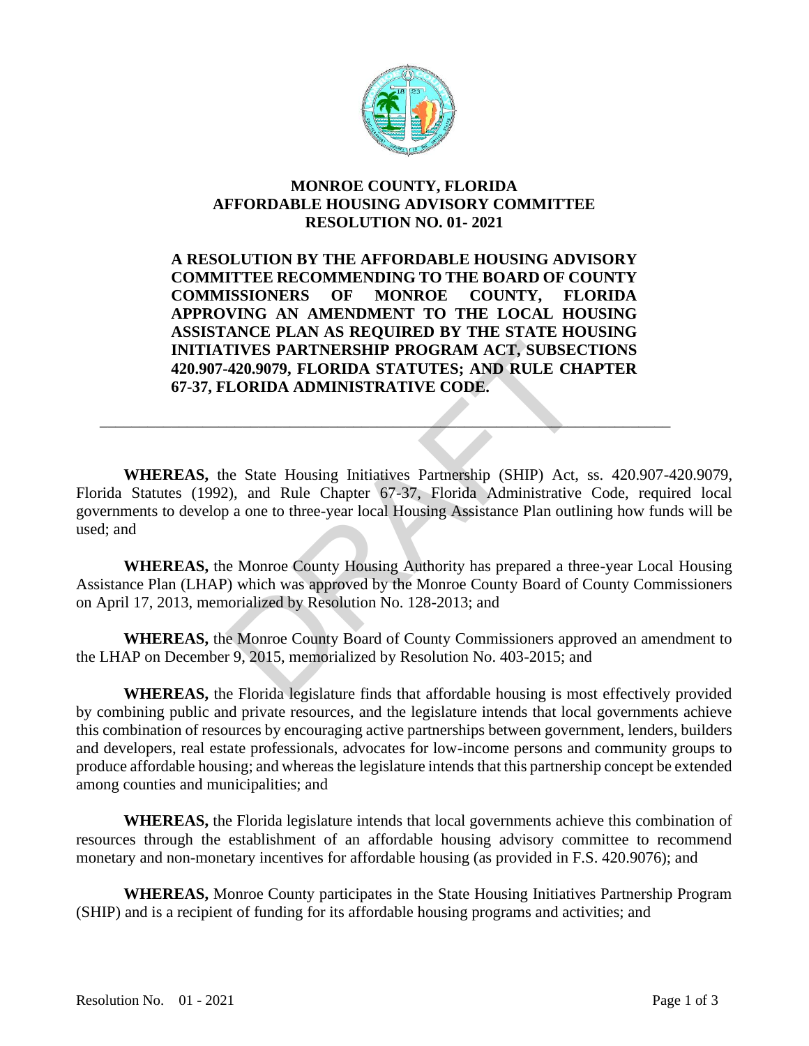**MONROE COUNTY, FLORIDA**
**AFFORDABLE HOUSING ADVISORY COMMITTEE**
**RESOLUTION NO. 01- 2021**

**A RESOLUTION BY THE AFFORDABLE HOUSING ADVISORY COMMITTEE RECOMMENDING TO THE BOARD OF COUNTY COMMISSIONERS OF MONROE COUNTY, FLORIDA APPROVING AN AMENDMENT TO THE LOCAL HOUSING ASSISTANCE PLAN AS REQUIRED BY THE STATE HOUSING INITIATIVES PARTNERSHIP PROGRAM ACT, SUBSECTIONS 420.907-420.9079, FLORIDA STATUTES; AND RULE CHAPTER 67-37, FLORIDA ADMINISTRATIVE CODE.**

---

**WHEREAS,** the State Housing Initiatives Partnership (SHIP) Act, ss. 420.907-420.9079, Florida Statutes (1992), and Rule Chapter 67-37, Florida Administrative Code, required local governments to develop a one to three-year local Housing Assistance Plan outlining how funds will be used; and

**WHEREAS,** the Monroe County Housing Authority has prepared a three-year Local Housing Assistance Plan (LHAP) which was approved by the Monroe County Board of County Commissioners on April 17, 2013, memorialized by Resolution No. 128-2013; and

**WHEREAS,** the Monroe County Board of County Commissioners approved an amendment to the LHAP on December 9, 2015, memorialized by Resolution No. 403-2015; and

**WHEREAS,** the Florida legislature finds that affordable housing is most effectively provided by combining public and private resources, and the legislature intends that local governments achieve this combination of resources by encouraging active partnerships between government, lenders, builders and developers, real estate professionals, advocates for low-income persons and community groups to produce affordable housing; and whereas the legislature intends that this partnership concept be extended among counties and municipalities; and

**WHEREAS,** the Florida legislature intends that local governments achieve this combination of resources through the establishment of an affordable housing advisory committee to recommend monetary and non-monetary incentives for affordable housing (as provided in F.S. 420.9076); and

**WHEREAS,** Monroe County participates in the State Housing Initiatives Partnership Program (SHIP) and is a recipient of funding for its affordable housing programs and activities; and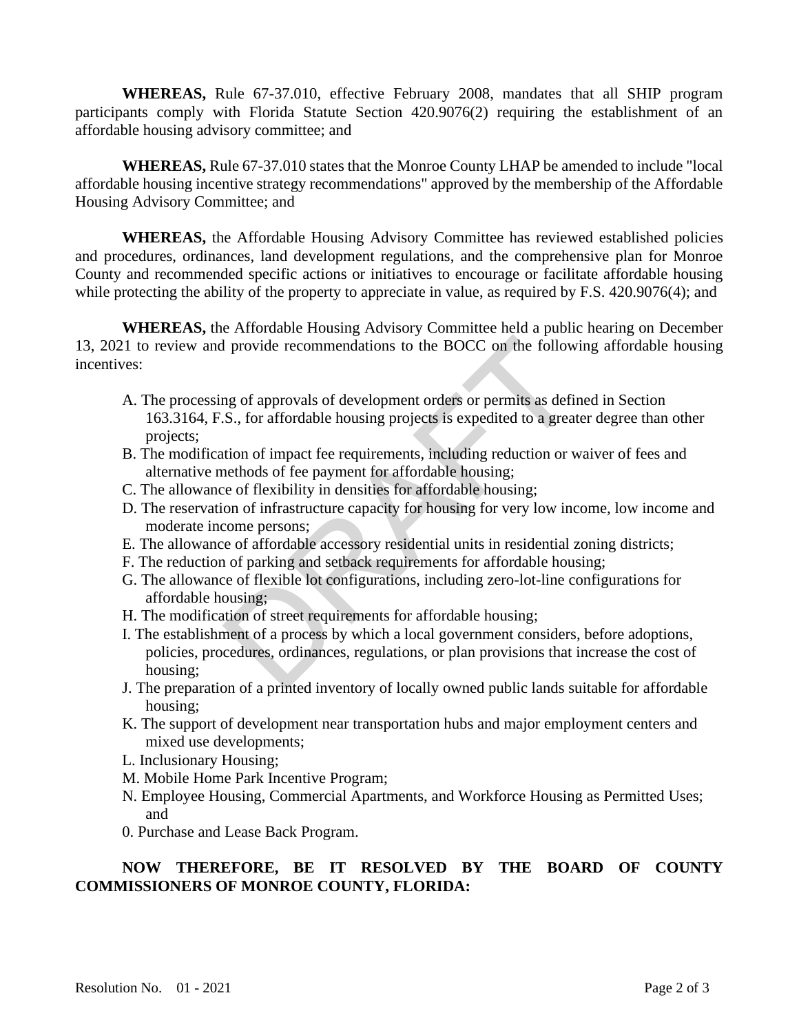**WHEREAS,** Rule 67-37.010, effective February 2008, mandates that all SHIP program participants comply with Florida Statute Section 420.9076(2) requiring the establishment of an affordable housing advisory committee; and

**WHEREAS,** Rule 67-37.010 states that the Monroe County LHAP be amended to include "local affordable housing incentive strategy recommendations" approved by the membership of the Affordable Housing Advisory Committee; and

**WHEREAS,** the Affordable Housing Advisory Committee has reviewed established policies and procedures, ordinances, land development regulations, and the comprehensive plan for Monroe County and recommended specific actions or initiatives to encourage or facilitate affordable housing while protecting the ability of the property to appreciate in value, as required by F.S. 420.9076(4); and

**WHEREAS,** the Affordable Housing Advisory Committee held a public hearing on December 13, 2021 to review and provide recommendations to the BOCC on the following affordable housing incentives:

A. The processing of approvals of development orders or permits as defined in Section 163.3164, F.S., for affordable housing projects is expedited to a greater degree than other projects;
B. The modification of impact fee requirements, including reduction or waiver of fees and alternative methods of fee payment for affordable housing;
C. The allowance of flexibility in densities for affordable housing;
D. The reservation of infrastructure capacity for housing for very low income, low income and moderate income persons;
E. The allowance of affordable accessory residential units in residential zoning districts;
F. The reduction of parking and setback requirements for affordable housing;
G. The allowance of flexible lot configurations, including zero-lot-line configurations for affordable housing;
H. The modification of street requirements for affordable housing;
I. The establishment of a process by which a local government considers, before adoptions, policies, procedures, ordinances, regulations, or plan provisions that increase the cost of housing;
J. The preparation of a printed inventory of locally owned public lands suitable for affordable housing;
K. The support of development near transportation hubs and major employment centers and mixed use developments;
L. Inclusionary Housing;
M. Mobile Home Park Incentive Program;
N. Employee Housing, Commercial Apartments, and Workforce Housing as Permitted Uses; and
0. Purchase and Lease Back Program.

**NOW THEREFORE, BE IT RESOLVED BY THE BOARD OF COUNTY COMMISSIONERS OF MONROE COUNTY, FLORIDA:**

Resolution No. 01 - 2021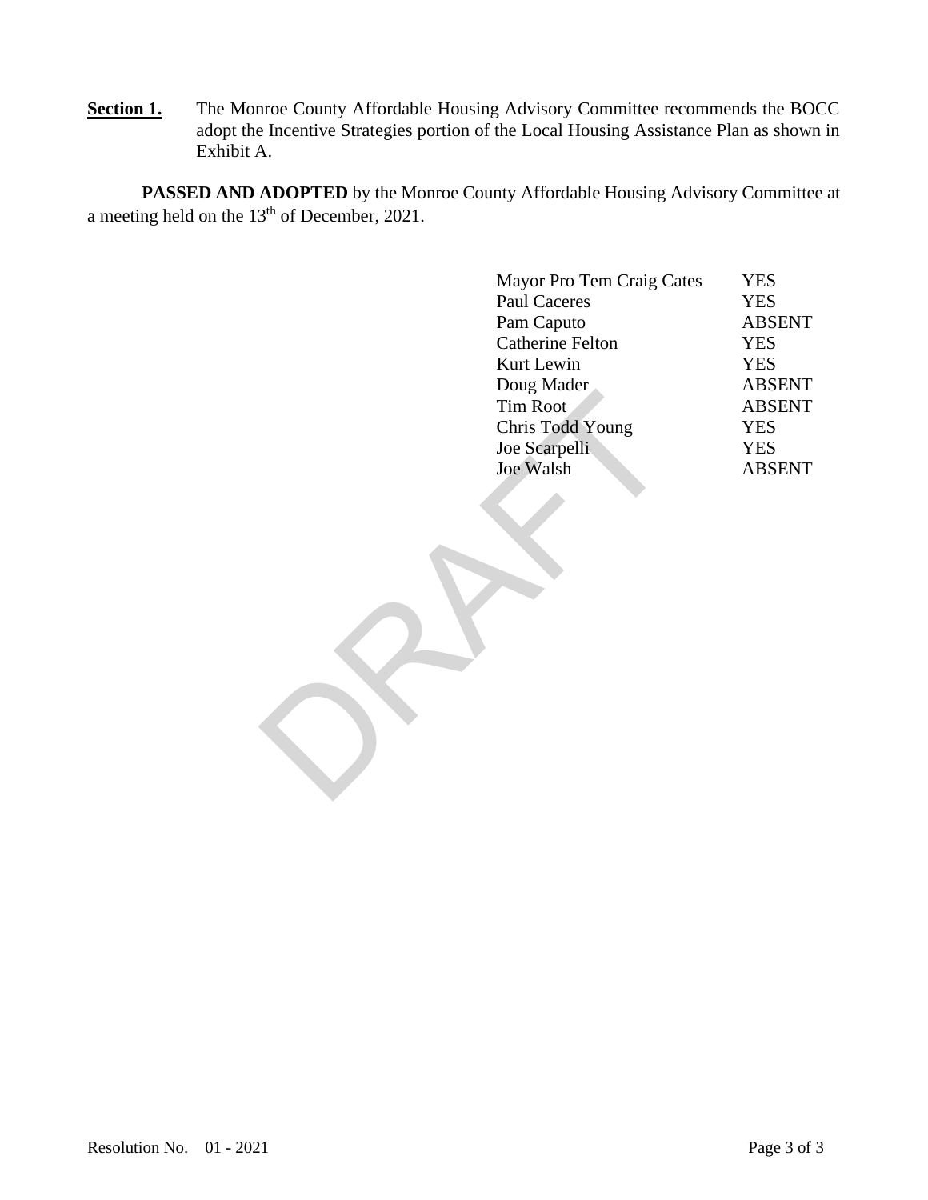**Section 1.** The Monroe County Affordable Housing Advisory Committee recommends the BOCC adopt the Incentive Strategies portion of the Local Housing Assistance Plan as shown in Exhibit A.

**PASSED AND ADOPTED** by the Monroe County Affordable Housing Advisory Committee at a meeting held on the 13th of December, 2021.

| | |
|---|---|
| Mayor Pro Tem Craig Cates | YES |
| Paul Caceres | YES |
| Pam Caputo | ABSENT |
| Catherine Felton | YES |
| Kurt Lewin | YES |
| Doug Mader | ABSENT |
| Tim Root | ABSENT |
| Chris Todd Young | YES |
| Joe Scarpelli | YES |
| Joe Walsh | ABSENT |

DRAFT

Resolution No. 01 - 2021